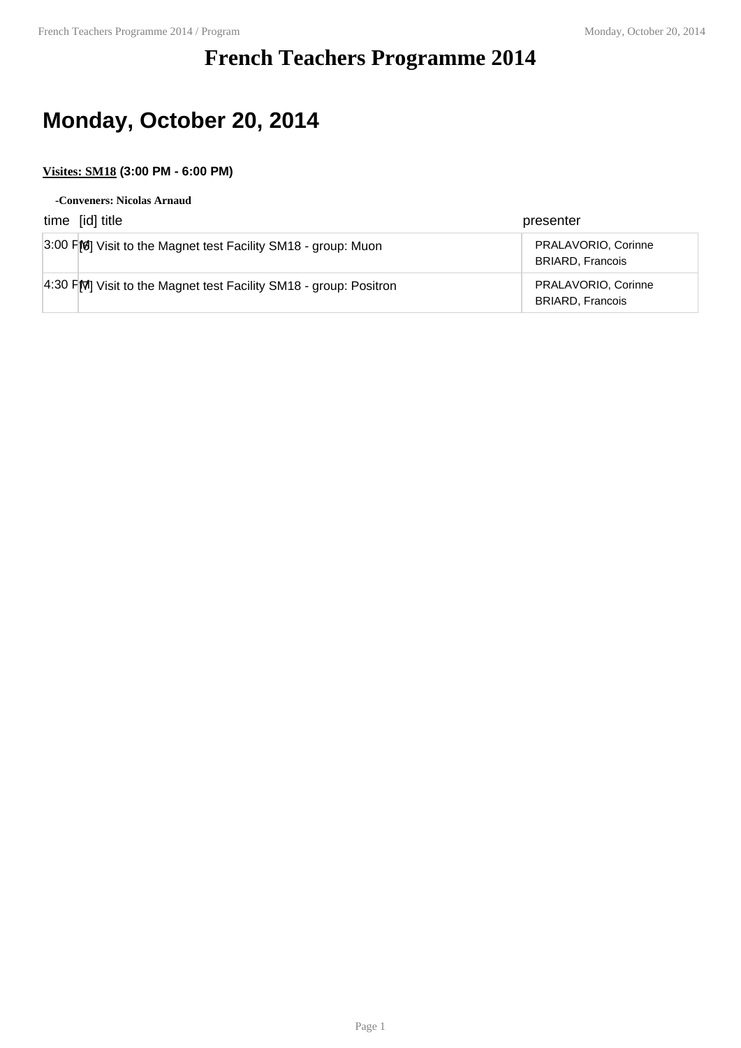# French Teachers Programme 2014

## Monday, October 20, 2014

**Visites: SM18 (3:00 PM - 6:00 PM)**

**-Conveners: Nicolas Arnaud**

| time | [id] title | presenter |
|---|---|---|
| 3:00 PM | [6] Visit to the Magnet test Facility SM18 - group: Muon | PRALAVORIO, Corinne<br>BRIARD, Francois |
| 4:30 PM | [7] Visit to the Magnet test Facility SM18 - group: Positron | PRALAVORIO, Corinne<br>BRIARD, Francois |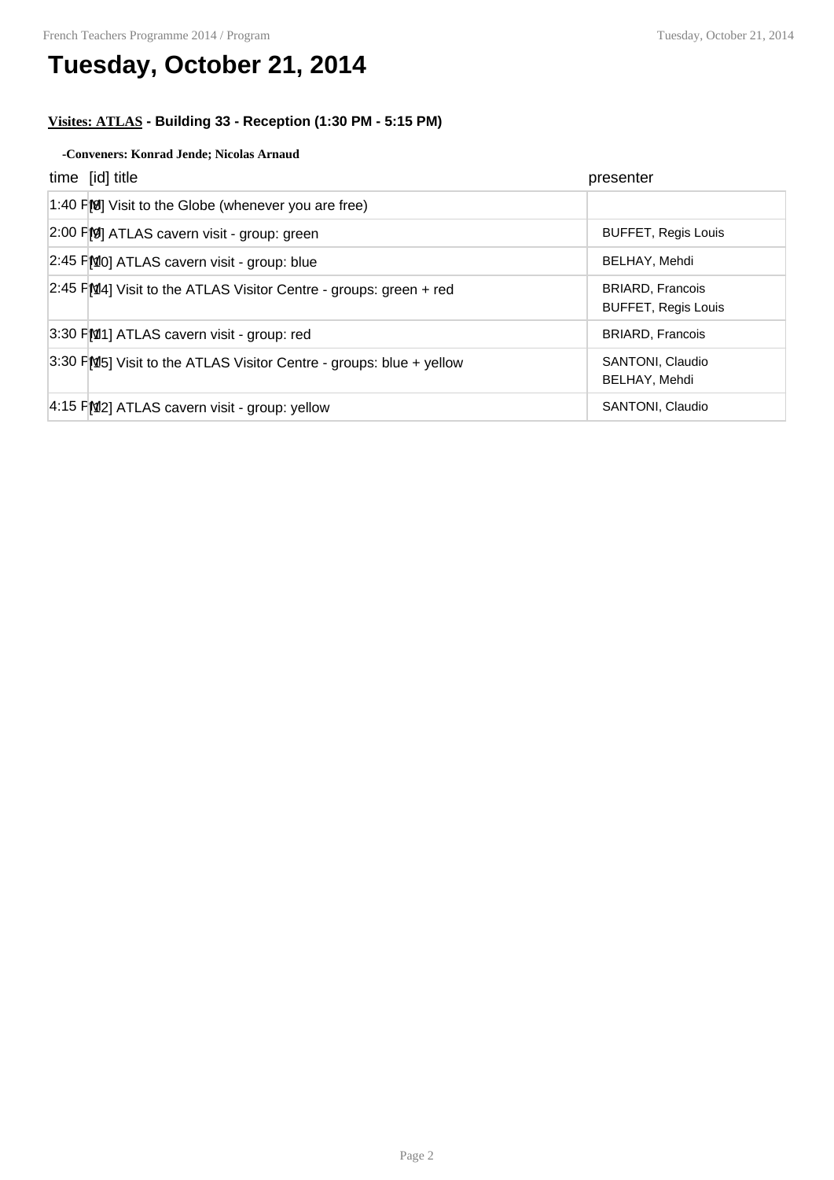# Tuesday, October 21, 2014

**Visites: ATLAS - Building 33 - Reception (1:30 PM - 5:15 PM)**

**-Conveners: Konrad Jende; Nicolas Arnaud**

| time | [id] title | presenter |
|---|---|---|
| 1:40 PM | [8] Visit to the Globe (whenever you are free) | |
| 2:00 PM | [9] ATLAS cavern visit - group: green | BUFFET, Regis Louis |
| 2:45 PM | [10] ATLAS cavern visit - group: blue | BELHAY, Mehdi |
| 2:45 PM | [14] Visit to the ATLAS Visitor Centre - groups: green + red | BRIARD, Francois<br>BUFFET, Regis Louis |
| 3:30 PM | [11] ATLAS cavern visit - group: red | BRIARD, Francois |
| 3:30 PM | [15] Visit to the ATLAS Visitor Centre - groups: blue + yellow | SANTONI, Claudio<br>BELHAY, Mehdi |
| 4:15 PM | [12] ATLAS cavern visit - group: yellow | SANTONI, Claudio |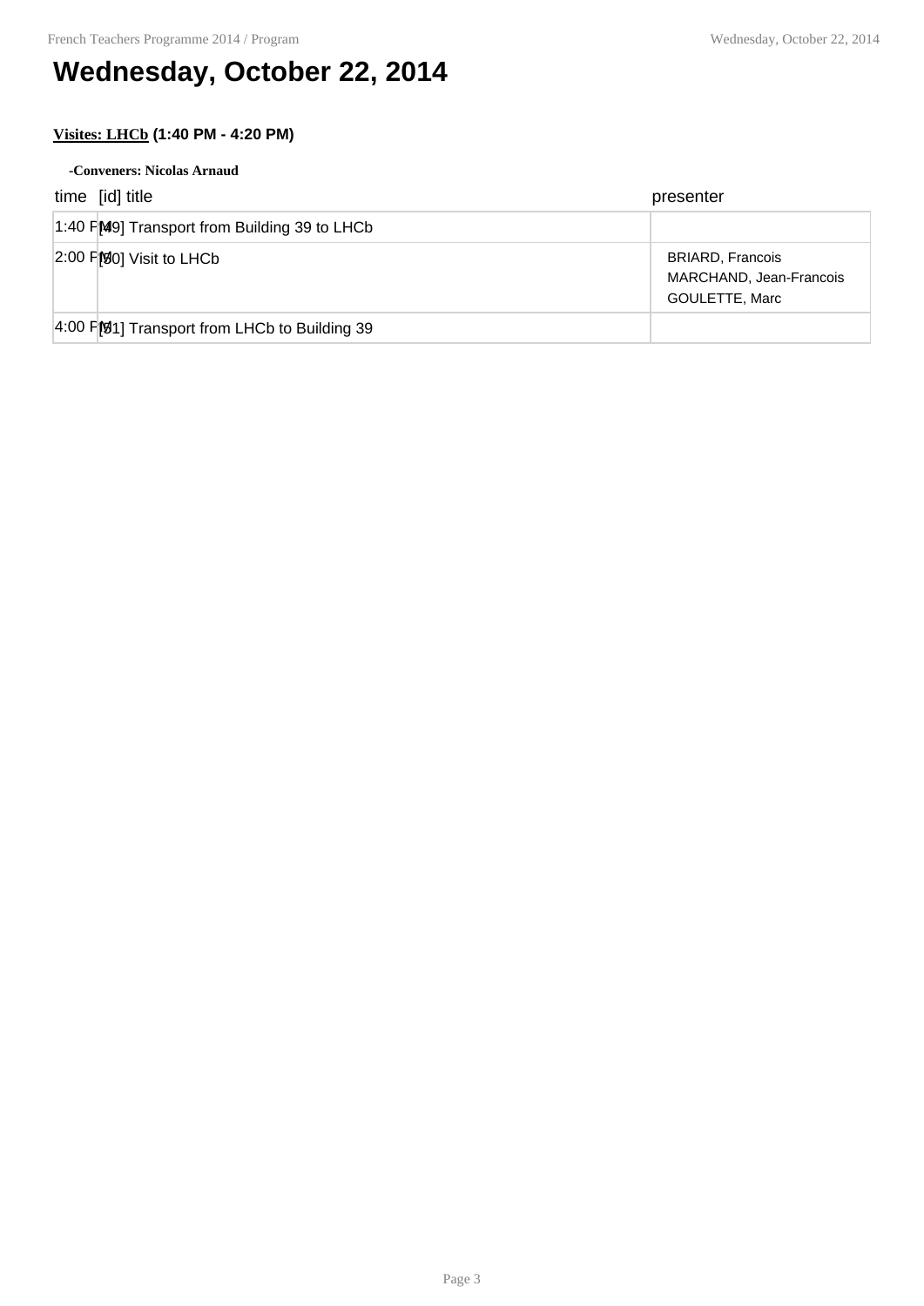# Wednesday, October 22, 2014

**Visites: LHCb (1:40 PM - 4:20 PM)**

**-Conveners: Nicolas Arnaud**

| time | [id] title | presenter |
|---|---|---|
| 1:40 PM | [49] Transport from Building 39 to LHCb | |
| 2:00 PM | [50] Visit to LHCb | BRIARD, Francois<br>MARCHAND, Jean-Francois<br>GOULETTE, Marc |
| 4:00 PM | [51] Transport from LHCb to Building 39 | |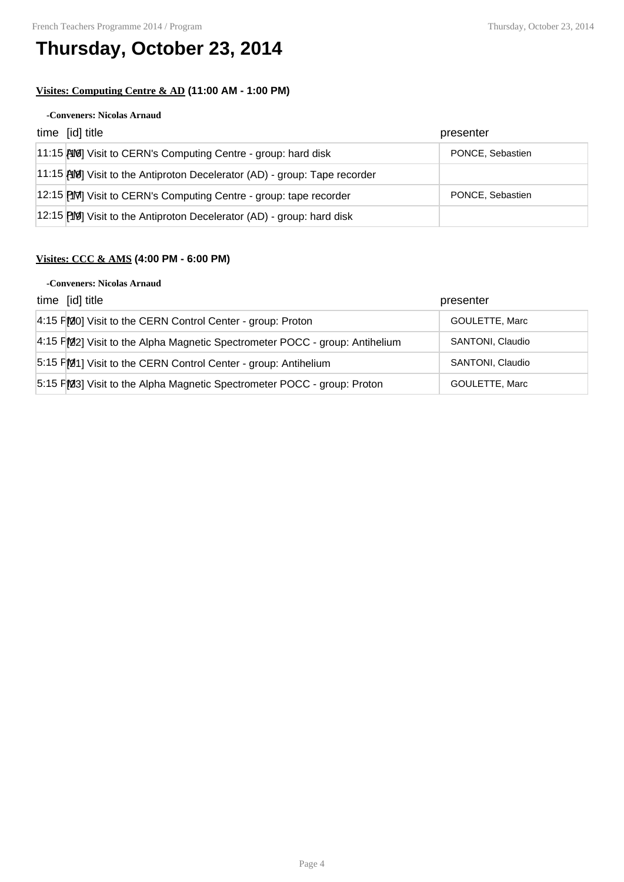# Thursday, October 23, 2014

**Visites: Computing Centre & AD** (11:00 AM - 1:00 PM)

-Conveners: Nicolas Arnaud

| time | [id] title | presenter |
|---|---|---|
| 11:15 AM | [16] Visit to CERN's Computing Centre - group: hard disk | PONCE, Sebastien |
| 11:15 AM | [18] Visit to the Antiproton Decelerator (AD) - group: Tape recorder | |
| 12:15 PM | [17] Visit to CERN's Computing Centre - group: tape recorder | PONCE, Sebastien |
| 12:15 PM | [19] Visit to the Antiproton Decelerator (AD) - group: hard disk | |

**Visites: CCC & AMS** (4:00 PM - 6:00 PM)

-Conveners: Nicolas Arnaud

| time | [id] title | presenter |
|---|---|---|
| 4:15 PM | [20] Visit to the CERN Control Center - group: Proton | GOULETTE, Marc |
| 4:15 PM | [22] Visit to the Alpha Magnetic Spectrometer POCC - group: Antihelium | SANTONI, Claudio |
| 5:15 PM | [21] Visit to the CERN Control Center - group: Antihelium | SANTONI, Claudio |
| 5:15 PM | [23] Visit to the Alpha Magnetic Spectrometer POCC - group: Proton | GOULETTE, Marc |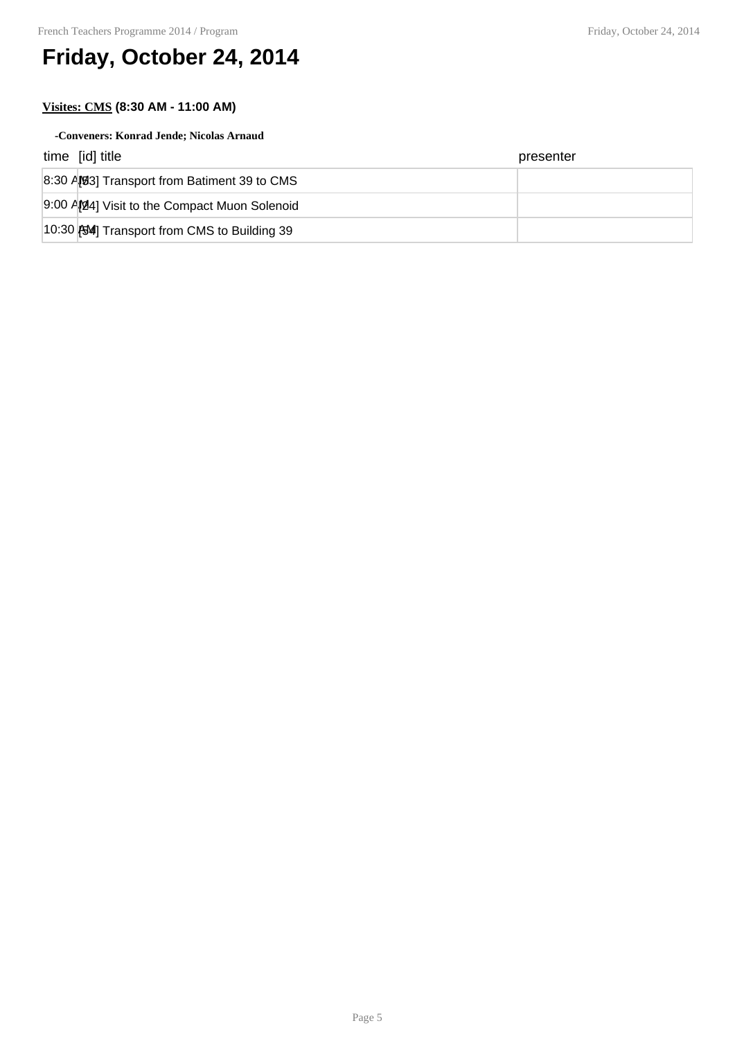# Friday, October 24, 2014

**Visites: CMS (8:30 AM - 11:00 AM)**

**-Conveners: Konrad Jende; Nicolas Arnaud**

| time | [id] title | presenter |
| --- | --- | --- |
| 8:30 AM | [53] Transport from Batiment 39 to CMS | |
| 9:00 AM | [24] Visit to the Compact Muon Solenoid | |
| 10:30 AM | [54] Transport from CMS to Building 39 | |